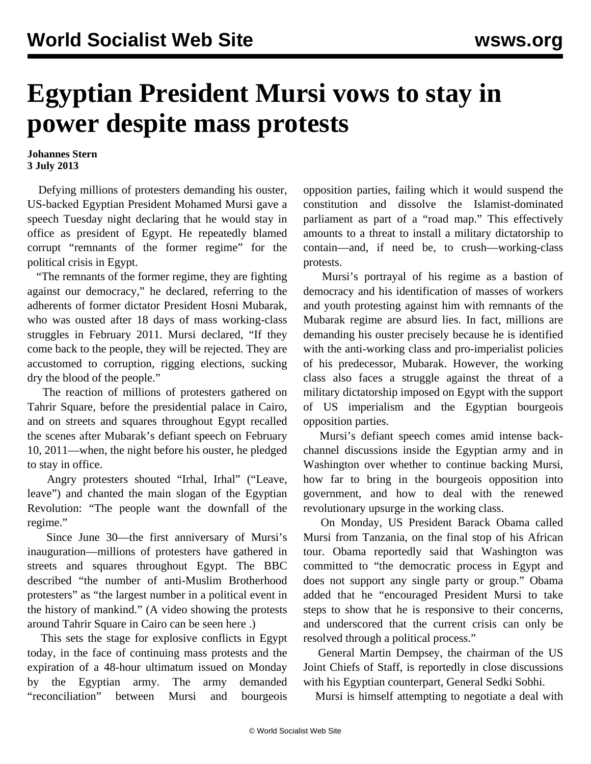# Egyptian President Mursi vows to stay in power despite mass protests

**Johannes Stern**
**3 July 2013**

Defying millions of protesters demanding his ouster, US-backed Egyptian President Mohamed Mursi gave a speech Tuesday night declaring that he would stay in office as president of Egypt. He repeatedly blamed corrupt "remnants of the former regime" for the political crisis in Egypt.

"The remnants of the former regime, they are fighting against our democracy," he declared, referring to the adherents of former dictator President Hosni Mubarak, who was ousted after 18 days of mass working-class struggles in February 2011. Mursi declared, "If they come back to the people, they will be rejected. They are accustomed to corruption, rigging elections, sucking dry the blood of the people."

The reaction of millions of protesters gathered on Tahrir Square, before the presidential palace in Cairo, and on streets and squares throughout Egypt recalled the scenes after Mubarak's defiant speech on February 10, 2011—when, the night before his ouster, he pledged to stay in office.

Angry protesters shouted "Irhal, Irhal" ("Leave, leave") and chanted the main slogan of the Egyptian Revolution: "The people want the downfall of the regime."

Since June 30—the first anniversary of Mursi's inauguration—millions of protesters have gathered in streets and squares throughout Egypt. The BBC described "the number of anti-Muslim Brotherhood protesters" as "the largest number in a political event in the history of mankind." (A video showing the protests around Tahrir Square in Cairo can be seen here .)

This sets the stage for explosive conflicts in Egypt today, in the face of continuing mass protests and the expiration of a 48-hour ultimatum issued on Monday by the Egyptian army. The army demanded "reconciliation" between Mursi and bourgeois opposition parties, failing which it would suspend the constitution and dissolve the Islamist-dominated parliament as part of a "road map." This effectively amounts to a threat to install a military dictatorship to contain—and, if need be, to crush—working-class protests.

Mursi's portrayal of his regime as a bastion of democracy and his identification of masses of workers and youth protesting against him with remnants of the Mubarak regime are absurd lies. In fact, millions are demanding his ouster precisely because he is identified with the anti-working class and pro-imperialist policies of his predecessor, Mubarak. However, the working class also faces a struggle against the threat of a military dictatorship imposed on Egypt with the support of US imperialism and the Egyptian bourgeois opposition parties.

Mursi's defiant speech comes amid intense back-channel discussions inside the Egyptian army and in Washington over whether to continue backing Mursi, how far to bring in the bourgeois opposition into government, and how to deal with the renewed revolutionary upsurge in the working class.

On Monday, US President Barack Obama called Mursi from Tanzania, on the final stop of his African tour. Obama reportedly said that Washington was committed to "the democratic process in Egypt and does not support any single party or group." Obama added that he "encouraged President Mursi to take steps to show that he is responsive to their concerns, and underscored that the current crisis can only be resolved through a political process."

General Martin Dempsey, the chairman of the US Joint Chiefs of Staff, is reportedly in close discussions with his Egyptian counterpart, General Sedki Sobhi.

Mursi is himself attempting to negotiate a deal with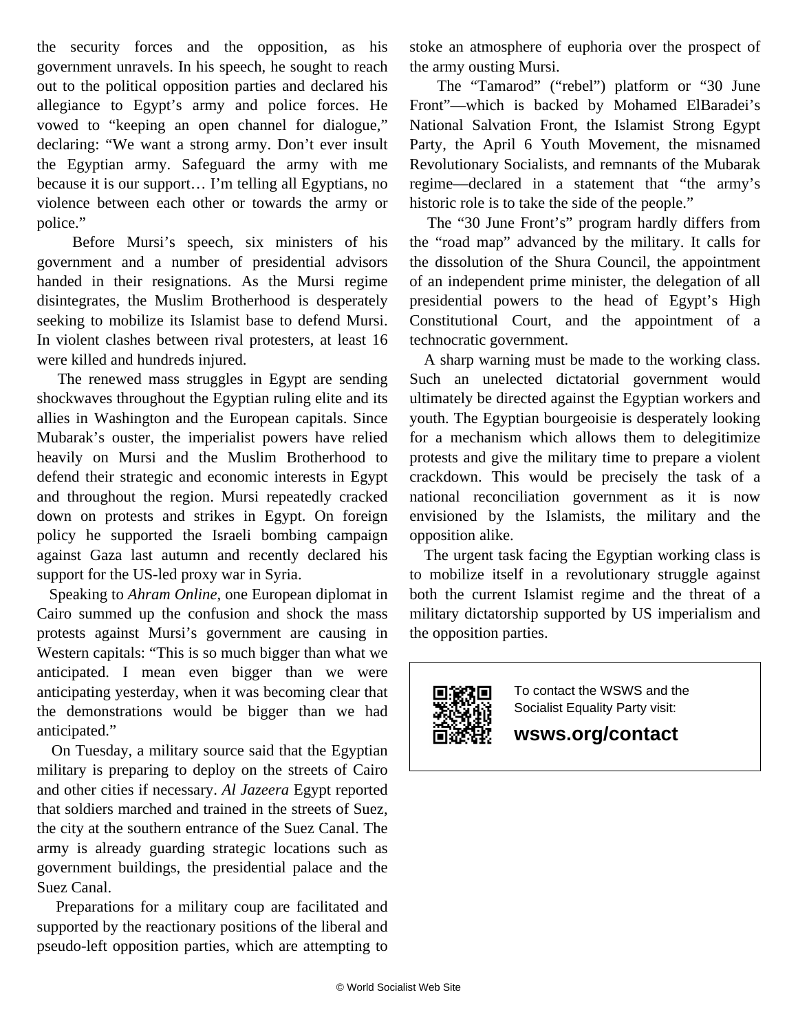the security forces and the opposition, as his government unravels. In his speech, he sought to reach out to the political opposition parties and declared his allegiance to Egypt's army and police forces. He vowed to "keeping an open channel for dialogue," declaring: "We want a strong army. Don't ever insult the Egyptian army. Safeguard the army with me because it is our support… I'm telling all Egyptians, no violence between each other or towards the army or police."

Before Mursi's speech, six ministers of his government and a number of presidential advisors handed in their resignations. As the Mursi regime disintegrates, the Muslim Brotherhood is desperately seeking to mobilize its Islamist base to defend Mursi. In violent clashes between rival protesters, at least 16 were killed and hundreds injured.

The renewed mass struggles in Egypt are sending shockwaves throughout the Egyptian ruling elite and its allies in Washington and the European capitals. Since Mubarak's ouster, the imperialist powers have relied heavily on Mursi and the Muslim Brotherhood to defend their strategic and economic interests in Egypt and throughout the region. Mursi repeatedly cracked down on protests and strikes in Egypt. On foreign policy he supported the Israeli bombing campaign against Gaza last autumn and recently declared his support for the US-led proxy war in Syria.

Speaking to *Ahram Online*, one European diplomat in Cairo summed up the confusion and shock the mass protests against Mursi's government are causing in Western capitals: "This is so much bigger than what we anticipated. I mean even bigger than we were anticipating yesterday, when it was becoming clear that the demonstrations would be bigger than we had anticipated."

On Tuesday, a military source said that the Egyptian military is preparing to deploy on the streets of Cairo and other cities if necessary. *Al Jazeera* Egypt reported that soldiers marched and trained in the streets of Suez, the city at the southern entrance of the Suez Canal. The army is already guarding strategic locations such as government buildings, the presidential palace and the Suez Canal.

Preparations for a military coup are facilitated and supported by the reactionary positions of the liberal and pseudo-left opposition parties, which are attempting to stoke an atmosphere of euphoria over the prospect of the army ousting Mursi.

The "Tamarod" ("rebel") platform or "30 June Front"—which is backed by Mohamed ElBaradei's National Salvation Front, the Islamist Strong Egypt Party, the April 6 Youth Movement, the misnamed Revolutionary Socialists, and remnants of the Mubarak regime—declared in a statement that "the army's historic role is to take the side of the people."

The "30 June Front's" program hardly differs from the "road map" advanced by the military. It calls for the dissolution of the Shura Council, the appointment of an independent prime minister, the delegation of all presidential powers to the head of Egypt's High Constitutional Court, and the appointment of a technocratic government.

A sharp warning must be made to the working class. Such an unelected dictatorial government would ultimately be directed against the Egyptian workers and youth. The Egyptian bourgeoisie is desperately looking for a mechanism which allows them to delegitimize protests and give the military time to prepare a violent crackdown. This would be precisely the task of a national reconciliation government as it is now envisioned by the Islamists, the military and the opposition alike.

The urgent task facing the Egyptian working class is to mobilize itself in a revolutionary struggle against both the current Islamist regime and the threat of a military dictatorship supported by US imperialism and the opposition parties.

To contact the WSWS and the Socialist Equality Party visit:

**wsws.org/contact**